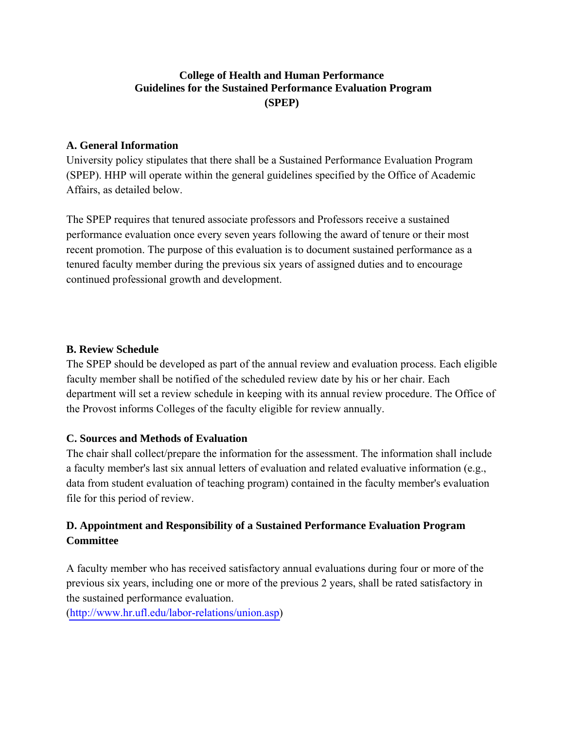# College of Health and Human Performance
# Guidelines for the Sustained Performance Evaluation Program (SPEP)

## A. General Information

University policy stipulates that there shall be a Sustained Performance Evaluation Program (SPEP). HHP will operate within the general guidelines specified by the Office of Academic Affairs, as detailed below.

The SPEP requires that tenured associate professors and Professors receive a sustained performance evaluation once every seven years following the award of tenure or their most recent promotion. The purpose of this evaluation is to document sustained performance as a tenured faculty member during the previous six years of assigned duties and to encourage continued professional growth and development.

## B. Review Schedule

The SPEP should be developed as part of the annual review and evaluation process. Each eligible faculty member shall be notified of the scheduled review date by his or her chair. Each department will set a review schedule in keeping with its annual review procedure. The Office of the Provost informs Colleges of the faculty eligible for review annually.

## C. Sources and Methods of Evaluation

The chair shall collect/prepare the information for the assessment. The information shall include a faculty member's last six annual letters of evaluation and related evaluative information (e.g., data from student evaluation of teaching program) contained in the faculty member's evaluation file for this period of review.

## D. Appointment and Responsibility of a Sustained Performance Evaluation Program Committee

A faculty member who has received satisfactory annual evaluations during four or more of the previous six years, including one or more of the previous 2 years, shall be rated satisfactory in the sustained performance evaluation.
(http://www.hr.ufl.edu/labor-relations/union.asp)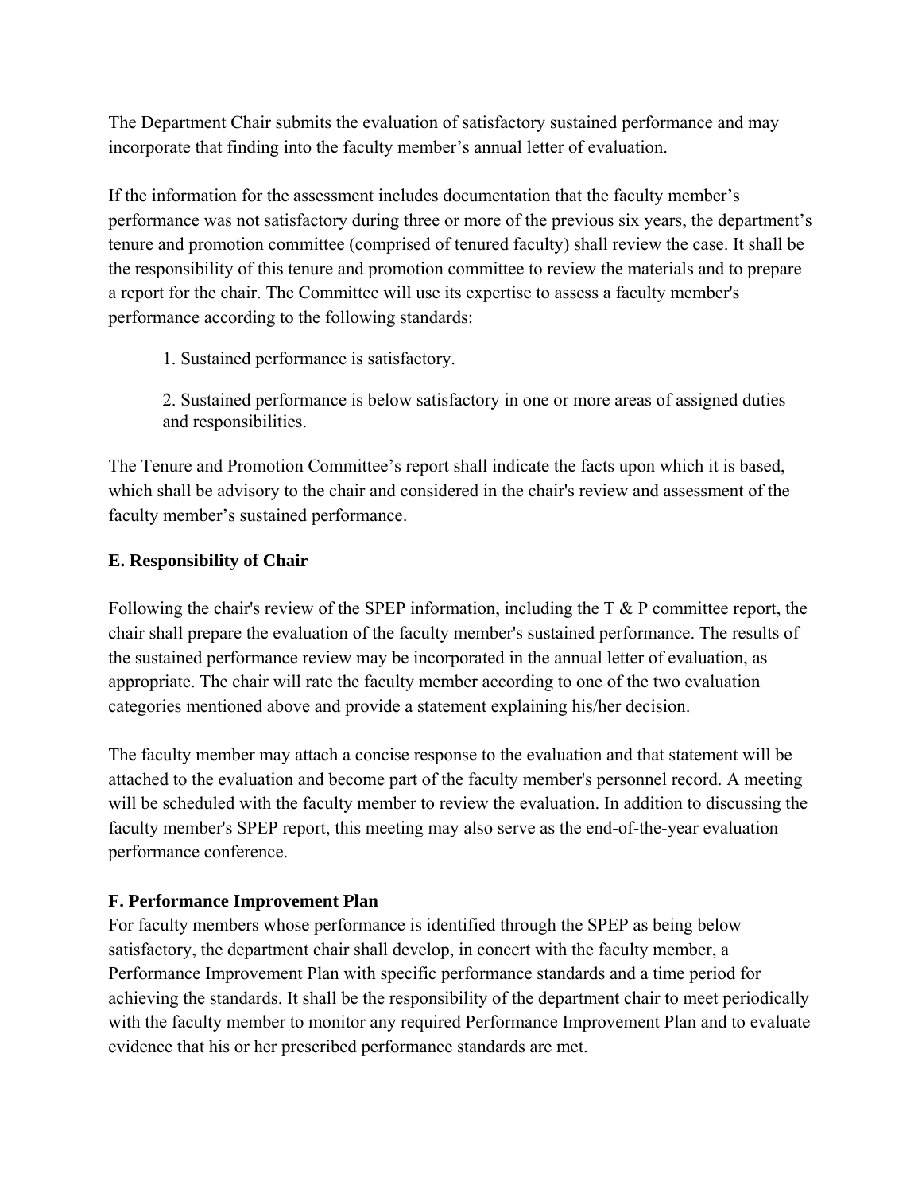The Department Chair submits the evaluation of satisfactory sustained performance and may incorporate that finding into the faculty member's annual letter of evaluation.

If the information for the assessment includes documentation that the faculty member's performance was not satisfactory during three or more of the previous six years, the department's tenure and promotion committee (comprised of tenured faculty) shall review the case. It shall be the responsibility of this tenure and promotion committee to review the materials and to prepare a report for the chair. The Committee will use its expertise to assess a faculty member's performance according to the following standards:

1. Sustained performance is satisfactory.

2. Sustained performance is below satisfactory in one or more areas of assigned duties and responsibilities.

The Tenure and Promotion Committee's report shall indicate the facts upon which it is based, which shall be advisory to the chair and considered in the chair's review and assessment of the faculty member's sustained performance.

### E. Responsibility of Chair

Following the chair's review of the SPEP information, including the T & P committee report, the chair shall prepare the evaluation of the faculty member's sustained performance. The results of the sustained performance review may be incorporated in the annual letter of evaluation, as appropriate. The chair will rate the faculty member according to one of the two evaluation categories mentioned above and provide a statement explaining his/her decision.

The faculty member may attach a concise response to the evaluation and that statement will be attached to the evaluation and become part of the faculty member's personnel record. A meeting will be scheduled with the faculty member to review the evaluation. In addition to discussing the faculty member's SPEP report, this meeting may also serve as the end-of-the-year evaluation performance conference.

### F. Performance Improvement Plan

For faculty members whose performance is identified through the SPEP as being below satisfactory, the department chair shall develop, in concert with the faculty member, a Performance Improvement Plan with specific performance standards and a time period for achieving the standards. It shall be the responsibility of the department chair to meet periodically with the faculty member to monitor any required Performance Improvement Plan and to evaluate evidence that his or her prescribed performance standards are met.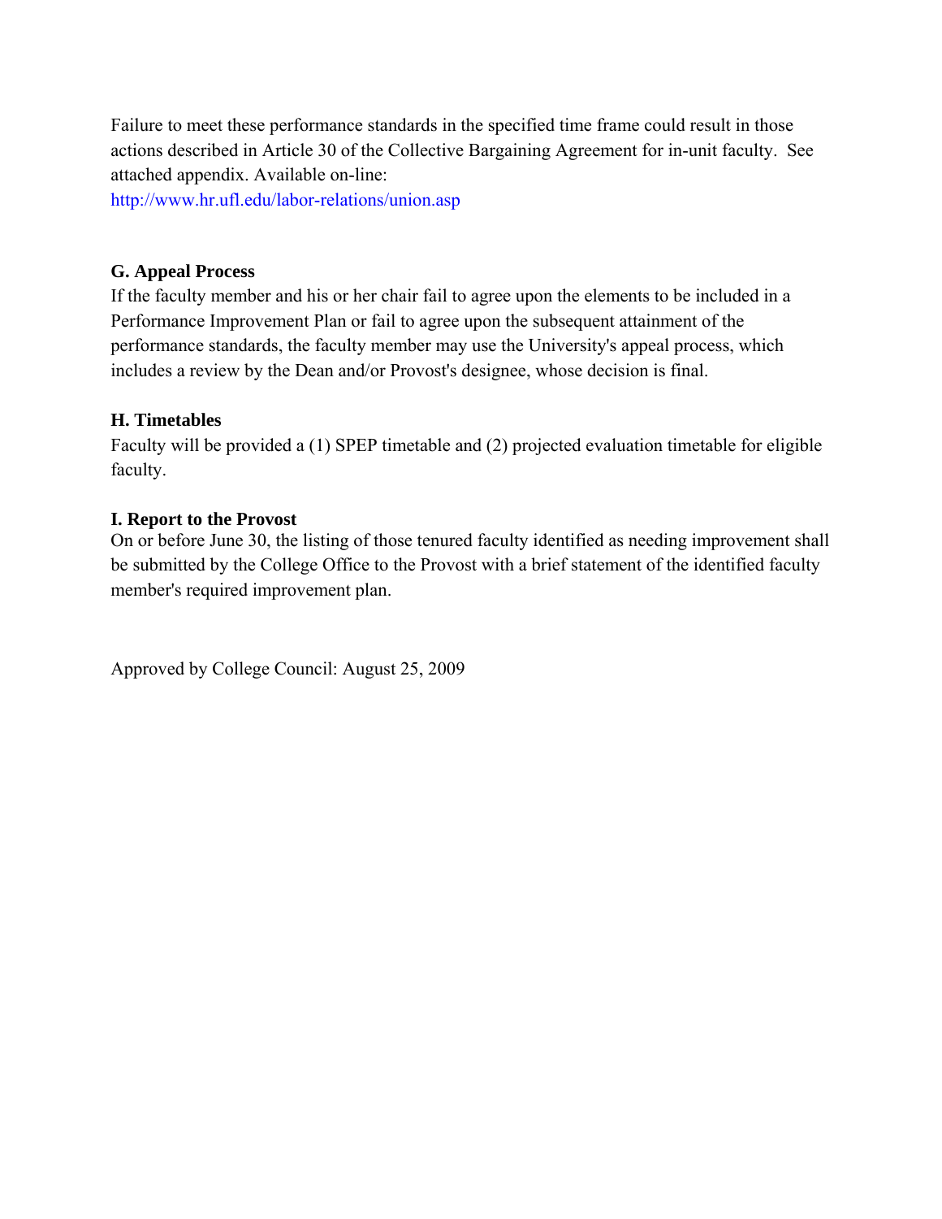Failure to meet these performance standards in the specified time frame could result in those actions described in Article 30 of the Collective Bargaining Agreement for in-unit faculty. See attached appendix. Available on-line:
http://www.hr.ufl.edu/labor-relations/union.asp

**G. Appeal Process**

If the faculty member and his or her chair fail to agree upon the elements to be included in a Performance Improvement Plan or fail to agree upon the subsequent attainment of the performance standards, the faculty member may use the University's appeal process, which includes a review by the Dean and/or Provost's designee, whose decision is final.

**H. Timetables**

Faculty will be provided a (1) SPEP timetable and (2) projected evaluation timetable for eligible faculty.

**I. Report to the Provost**

On or before June 30, the listing of those tenured faculty identified as needing improvement shall be submitted by the College Office to the Provost with a brief statement of the identified faculty member's required improvement plan.

Approved by College Council: August 25, 2009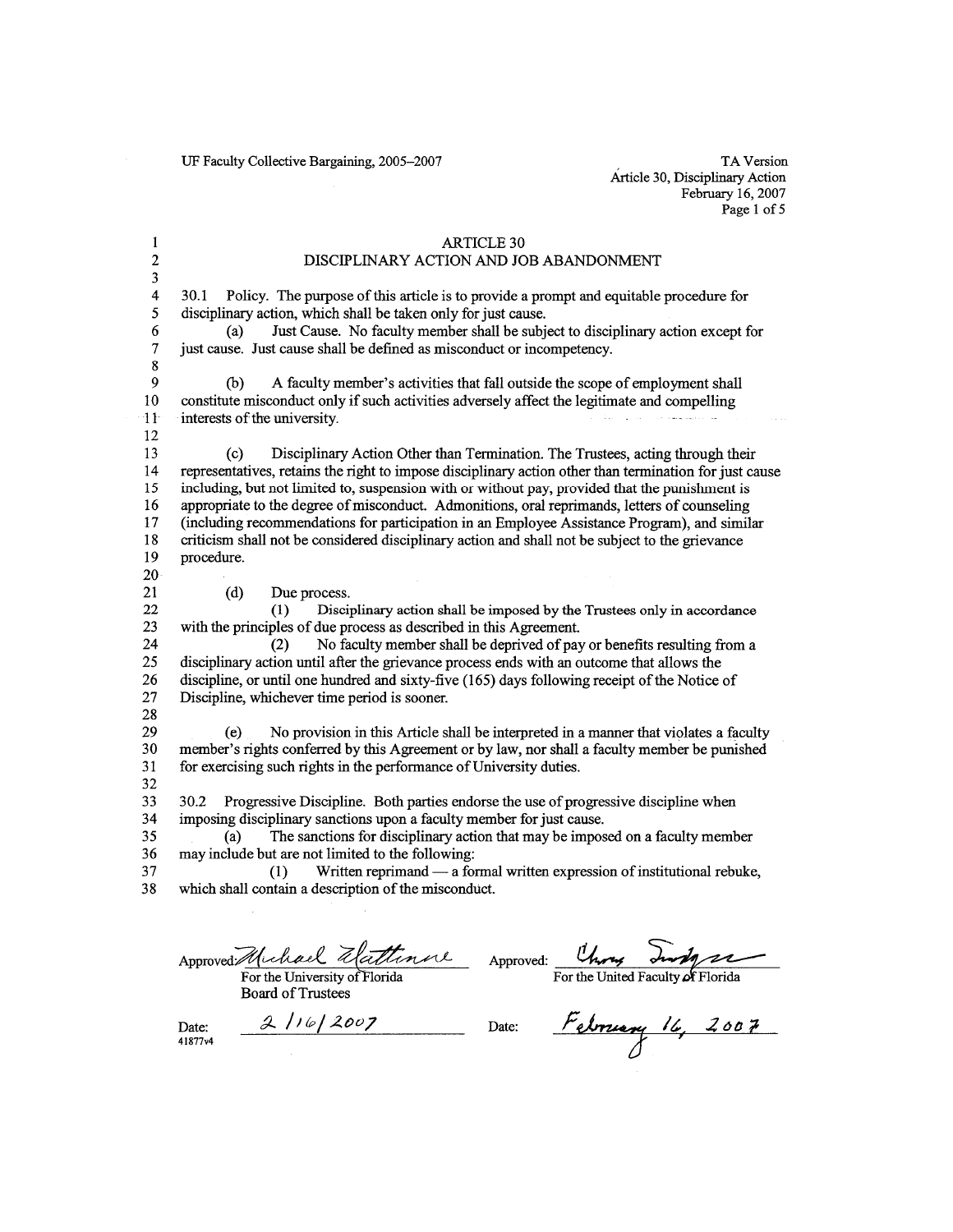# ARTICLE 30
## DISCIPLINARY ACTION AND JOB ABANDONMENT

30.1 Policy. The purpose of this article is to provide a prompt and equitable procedure for disciplinary action, which shall be taken only for just cause.

(a) Just Cause. No faculty member shall be subject to disciplinary action except for just cause. Just cause shall be defined as misconduct or incompetency.

(b) A faculty member's activities that fall outside the scope of employment shall constitute misconduct only if such activities adversely affect the legitimate and compelling interests of the university.

(c) Disciplinary Action Other than Termination. The Trustees, acting through their representatives, retains the right to impose disciplinary action other than termination for just cause including, but not limited to, suspension with or without pay, provided that the punishment is appropriate to the degree of misconduct. Admonitions, oral reprimands, letters of counseling (including recommendations for participation in an Employee Assistance Program), and similar criticism shall not be considered disciplinary action and shall not be subject to the grievance procedure.

(d) Due process.

(1) Disciplinary action shall be imposed by the Trustees only in accordance with the principles of due process as described in this Agreement.

(2) No faculty member shall be deprived of pay or benefits resulting from a disciplinary action until after the grievance process ends with an outcome that allows the discipline, or until one hundred and sixty-five (165) days following receipt of the Notice of Discipline, whichever time period is sooner.

(e) No provision in this Article shall be interpreted in a manner that violates a faculty member's rights conferred by this Agreement or by law, nor shall a faculty member be punished for exercising such rights in the performance of University duties.

30.2 Progressive Discipline. Both parties endorse the use of progressive discipline when imposing disciplinary sanctions upon a faculty member for just cause.

(a) The sanctions for disciplinary action that may be imposed on a faculty member may include but are not limited to the following:

(1) Written reprimand — a formal written expression of institutional rebuke, which shall contain a description of the misconduct.

Approved: Michael Mattimore
For the University of Florida Board of Trustees

Date: 2/16/2007

41877v4

Approved: Chong Sindyam
For the United Faculty of Florida

Date: February 16, 2007